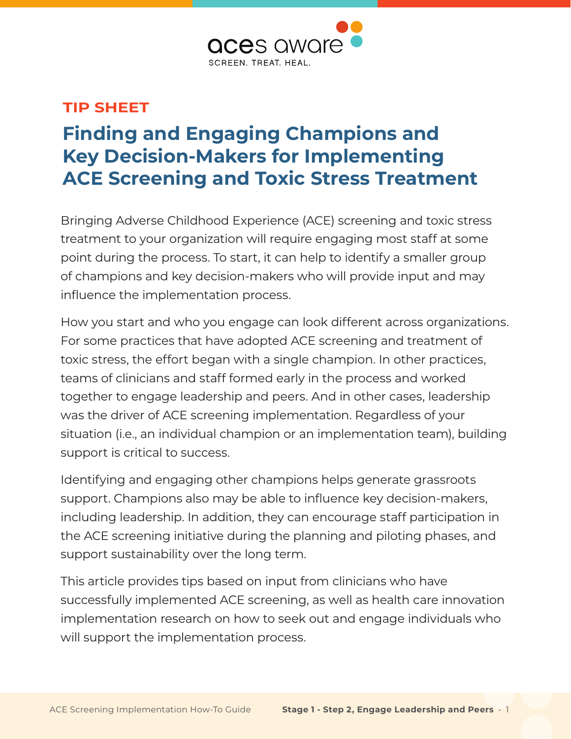**TIP SHEET**

# Finding and Engaging Champions and Key Decision-Makers for Implementing ACE Screening and Toxic Stress Treatment

Bringing Adverse Childhood Experience (ACE) screening and toxic stress treatment to your organization will require engaging most staff at some point during the process. To start, it can help to identify a smaller group of champions and key decision-makers who will provide input and may influence the implementation process.

How you start and who you engage can look different across organizations. For some practices that have adopted ACE screening and treatment of toxic stress, the effort began with a single champion. In other practices, teams of clinicians and staff formed early in the process and worked together to engage leadership and peers. And in other cases, leadership was the driver of ACE screening implementation. Regardless of your situation (i.e., an individual champion or an implementation team), building support is critical to success.

Identifying and engaging other champions helps generate grassroots support. Champions also may be able to influence key decision-makers, including leadership. In addition, they can encourage staff participation in the ACE screening initiative during the planning and piloting phases, and support sustainability over the long term.

This article provides tips based on input from clinicians who have successfully implemented ACE screening, as well as health care innovation implementation research on how to seek out and engage individuals who will support the implementation process.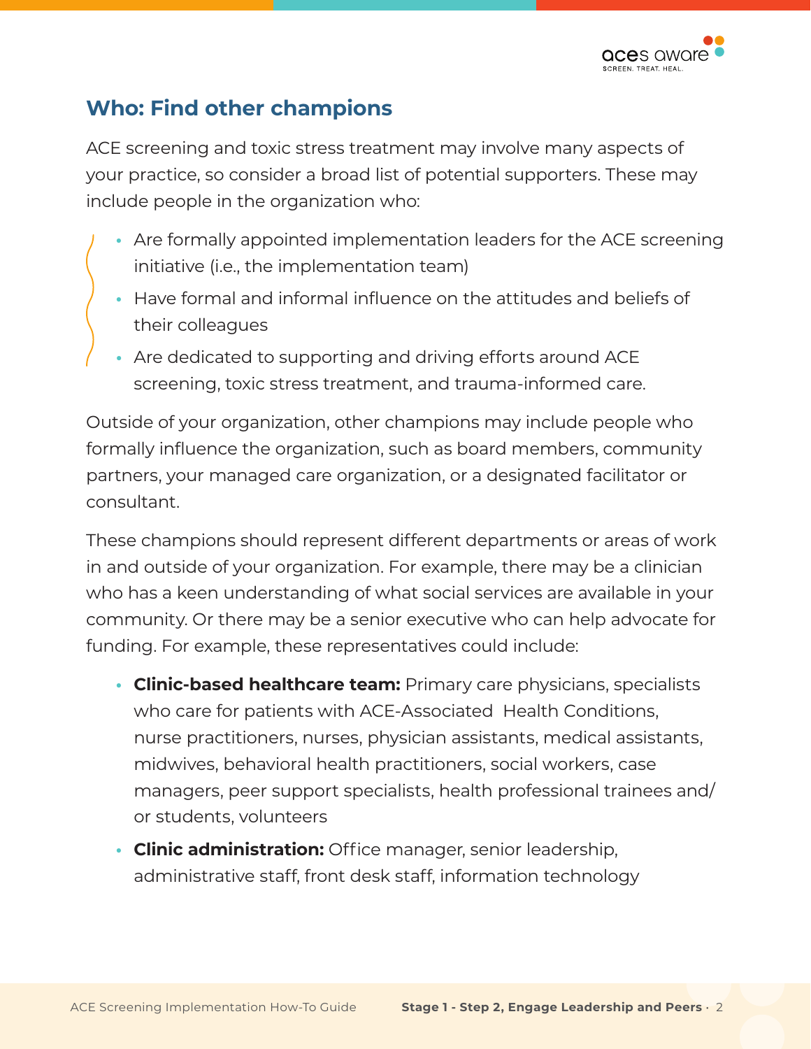## Who: Find other champions

ACE screening and toxic stress treatment may involve many aspects of your practice, so consider a broad list of potential supporters. These may include people in the organization who:

- Are formally appointed implementation leaders for the ACE screening initiative (i.e., the implementation team)
- Have formal and informal influence on the attitudes and beliefs of their colleagues
- Are dedicated to supporting and driving efforts around ACE screening, toxic stress treatment, and trauma-informed care.

Outside of your organization, other champions may include people who formally influence the organization, such as board members, community partners, your managed care organization, or a designated facilitator or consultant.

These champions should represent different departments or areas of work in and outside of your organization. For example, there may be a clinician who has a keen understanding of what social services are available in your community. Or there may be a senior executive who can help advocate for funding. For example, these representatives could include:

- **Clinic-based healthcare team:** Primary care physicians, specialists who care for patients with ACE-Associated Health Conditions, nurse practitioners, nurses, physician assistants, medical assistants, midwives, behavioral health practitioners, social workers, case managers, peer support specialists, health professional trainees and/or students, volunteers
- **Clinic administration:** Office manager, senior leadership, administrative staff, front desk staff, information technology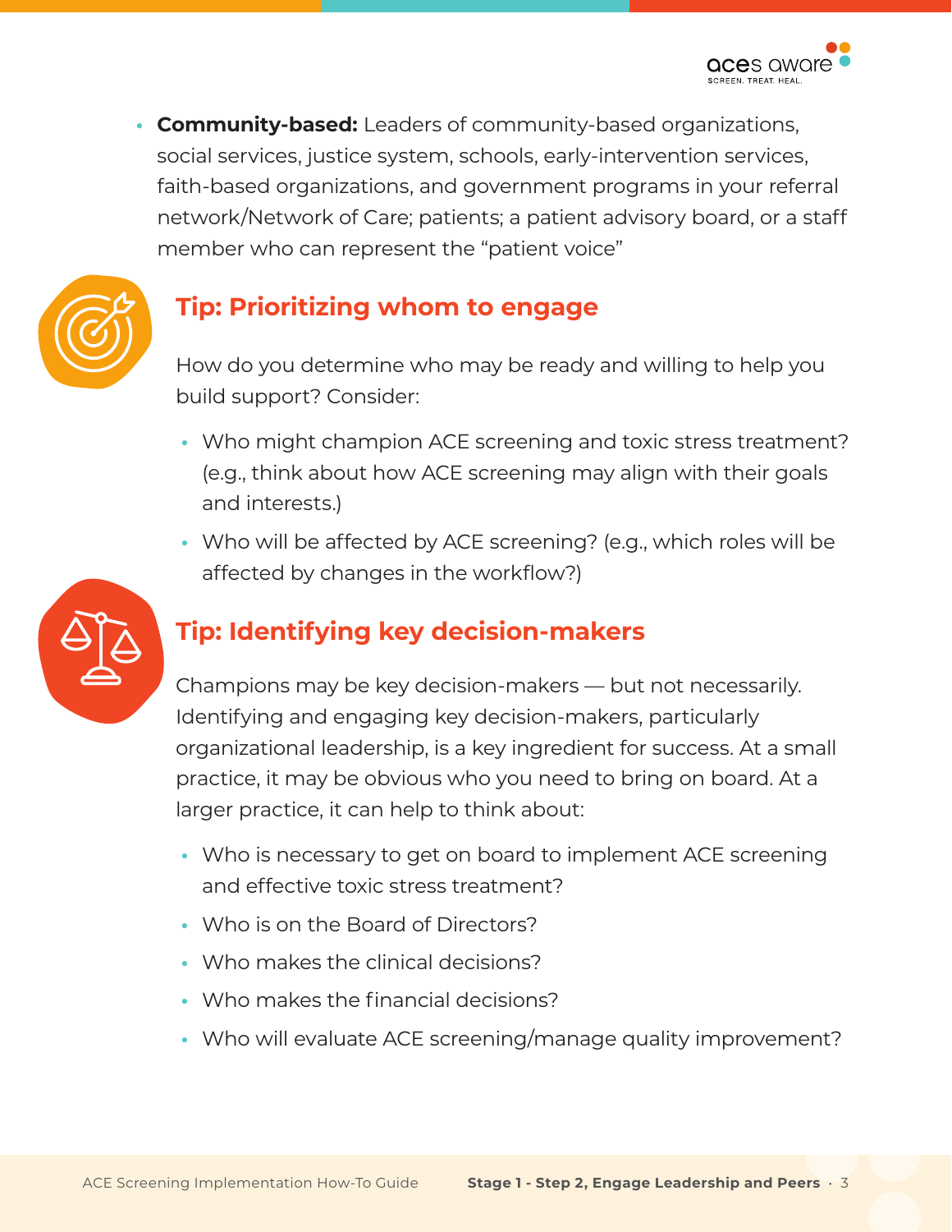- **Community-based:** Leaders of community-based organizations, social services, justice system, schools, early-intervention services, faith-based organizations, and government programs in your referral network/Network of Care; patients; a patient advisory board, or a staff member who can represent the "patient voice"

### Tip: Prioritizing whom to engage

How do you determine who may be ready and willing to help you build support? Consider:

- Who might champion ACE screening and toxic stress treatment? (e.g., think about how ACE screening may align with their goals and interests.)
- Who will be affected by ACE screening? (e.g., which roles will be affected by changes in the workflow?)

### Tip: Identifying key decision-makers

Champions may be key decision-makers — but not necessarily. Identifying and engaging key decision-makers, particularly organizational leadership, is a key ingredient for success. At a small practice, it may be obvious who you need to bring on board. At a larger practice, it can help to think about:

- Who is necessary to get on board to implement ACE screening and effective toxic stress treatment?
- Who is on the Board of Directors?
- Who makes the clinical decisions?
- Who makes the financial decisions?
- Who will evaluate ACE screening/manage quality improvement?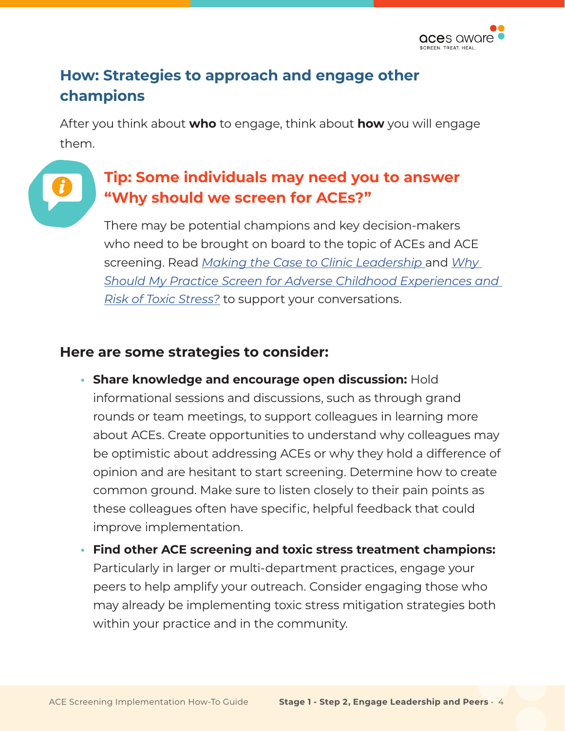## How: Strategies to approach and engage other champions

After you think about **who** to engage, think about **how** you will engage them.

### Tip: Some individuals may need you to answer "Why should we screen for ACEs?"

There may be potential champions and key decision-makers who need to be brought on board to the topic of ACEs and ACE screening. Read *Making the Case to Clinic Leadership* and *Why Should My Practice Screen for Adverse Childhood Experiences and Risk of Toxic Stress?* to support your conversations.

### Here are some strategies to consider:

- **Share knowledge and encourage open discussion:** Hold informational sessions and discussions, such as through grand rounds or team meetings, to support colleagues in learning more about ACEs. Create opportunities to understand why colleagues may be optimistic about addressing ACEs or why they hold a difference of opinion and are hesitant to start screening. Determine how to create common ground. Make sure to listen closely to their pain points as these colleagues often have specific, helpful feedback that could improve implementation.
- **Find other ACE screening and toxic stress treatment champions:** Particularly in larger or multi-department practices, engage your peers to help amplify your outreach. Consider engaging those who may already be implementing toxic stress mitigation strategies both within your practice and in the community.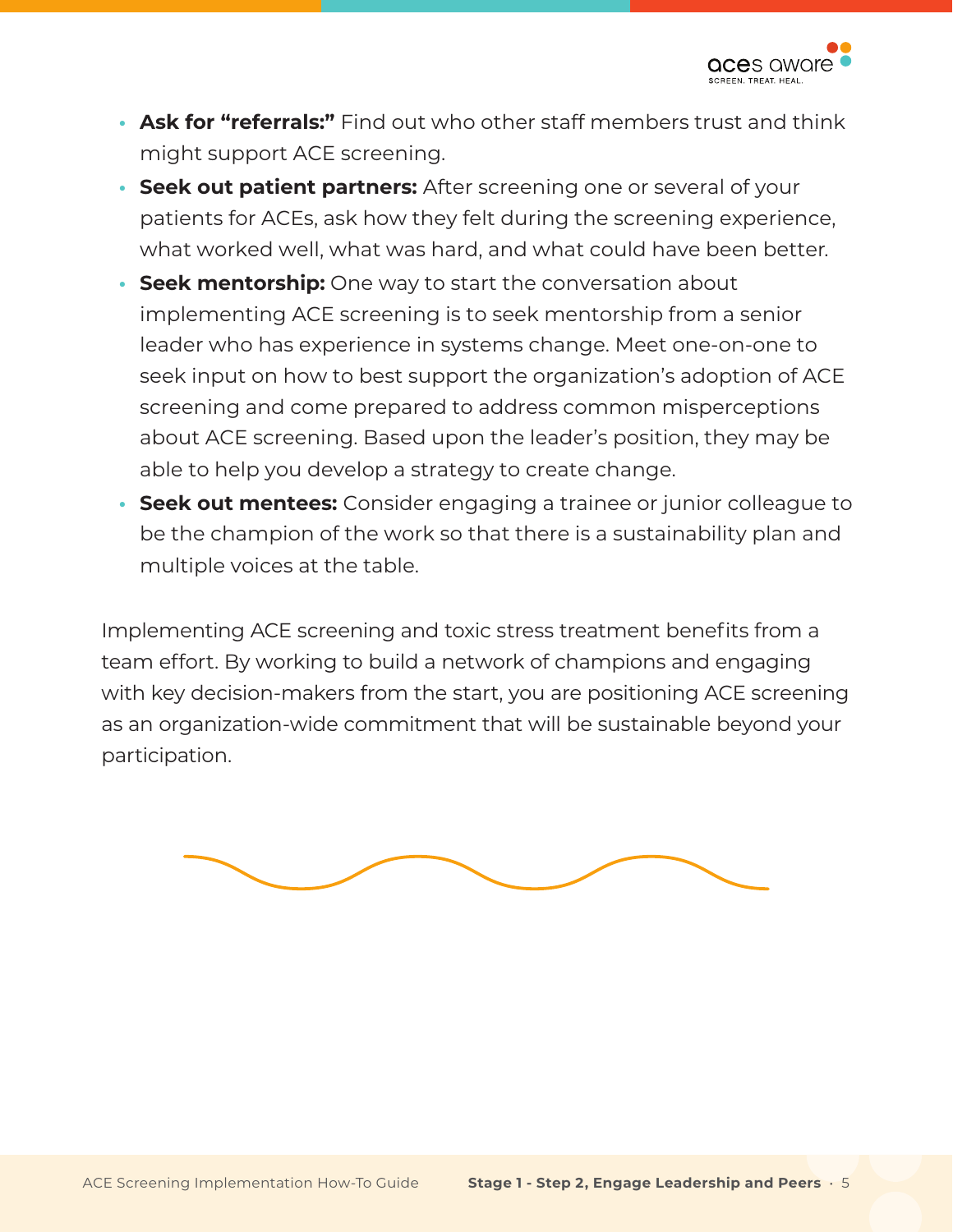- **Ask for "referrals:"** Find out who other staff members trust and think might support ACE screening.
- **Seek out patient partners:** After screening one or several of your patients for ACEs, ask how they felt during the screening experience, what worked well, what was hard, and what could have been better.
- **Seek mentorship:** One way to start the conversation about implementing ACE screening is to seek mentorship from a senior leader who has experience in systems change. Meet one-on-one to seek input on how to best support the organization's adoption of ACE screening and come prepared to address common misperceptions about ACE screening. Based upon the leader's position, they may be able to help you develop a strategy to create change.
- **Seek out mentees:** Consider engaging a trainee or junior colleague to be the champion of the work so that there is a sustainability plan and multiple voices at the table.

Implementing ACE screening and toxic stress treatment benefits from a team effort. By working to build a network of champions and engaging with key decision-makers from the start, you are positioning ACE screening as an organization-wide commitment that will be sustainable beyond your participation.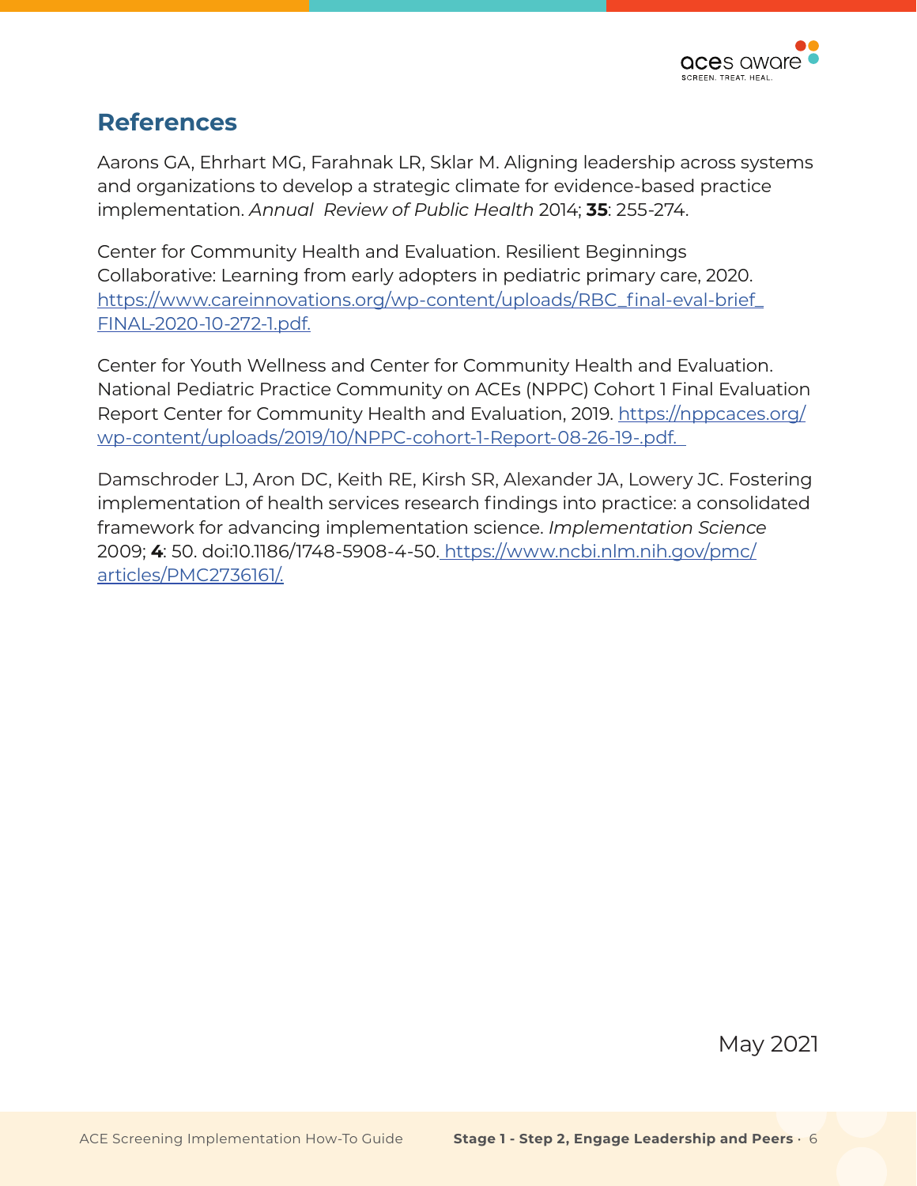## References

Aarons GA, Ehrhart MG, Farahnak LR, Sklar M. Aligning leadership across systems and organizations to develop a strategic climate for evidence-based practice implementation. *Annual Review of Public Health* 2014; **35**: 255-274.

Center for Community Health and Evaluation. Resilient Beginnings Collaborative: Learning from early adopters in pediatric primary care, 2020. https://www.careinnovations.org/wp-content/uploads/RBC_final-eval-brief_FINAL-2020-10-272-1.pdf.

Center for Youth Wellness and Center for Community Health and Evaluation. National Pediatric Practice Community on ACEs (NPPC) Cohort 1 Final Evaluation Report Center for Community Health and Evaluation, 2019. https://nppcaces.org/wp-content/uploads/2019/10/NPPC-cohort-1-Report-08-26-19-.pdf.

Damschroder LJ, Aron DC, Keith RE, Kirsh SR, Alexander JA, Lowery JC. Fostering implementation of health services research findings into practice: a consolidated framework for advancing implementation science. *Implementation Science* 2009; **4**: 50. doi:10.1186/1748-5908-4-50. https://www.ncbi.nlm.nih.gov/pmc/articles/PMC2736161/.

May 2021